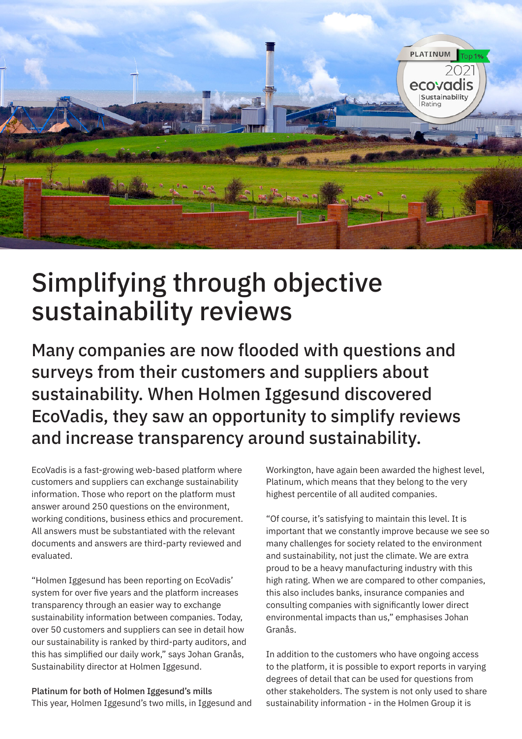# Simplifying through objective sustainability reviews

## Many companies are now flooded with questions and surveys from their customers and suppliers about sustainability. When Holmen Iggesund discovered EcoVadis, they saw an opportunity to simplify reviews and increase transparency around sustainability.

EcoVadis is a fast-growing web-based platform where customers and suppliers can exchange sustainability information. Those who report on the platform must answer around 250 questions on the environment, working conditions, business ethics and procurement. All answers must be substantiated with the relevant documents and answers are third-party reviewed and evaluated.

"Holmen Iggesund has been reporting on EcoVadis' system for over five years and the platform increases transparency through an easier way to exchange sustainability information between companies. Today, over 50 customers and suppliers can see in detail how our sustainability is ranked by third-party auditors, and this has simplified our daily work," says Johan Granås, Sustainability director at Holmen Iggesund.

### Platinum for both of Holmen Iggesund's mills

This year, Holmen Iggesund's two mills, in Iggesund and Workington, have again been awarded the highest level, Platinum, which means that they belong to the very highest percentile of all audited companies.

"Of course, it's satisfying to maintain this level. It is important that we constantly improve because we see so many challenges for society related to the environment and sustainability, not just the climate. We are extra proud to be a heavy manufacturing industry with this high rating. When we are compared to other companies, this also includes banks, insurance companies and consulting companies with significantly lower direct environmental impacts than us," emphasises Johan Granås.

In addition to the customers who have ongoing access to the platform, it is possible to export reports in varying degrees of detail that can be used for questions from other stakeholders. The system is not only used to share sustainability information - in the Holmen Group it is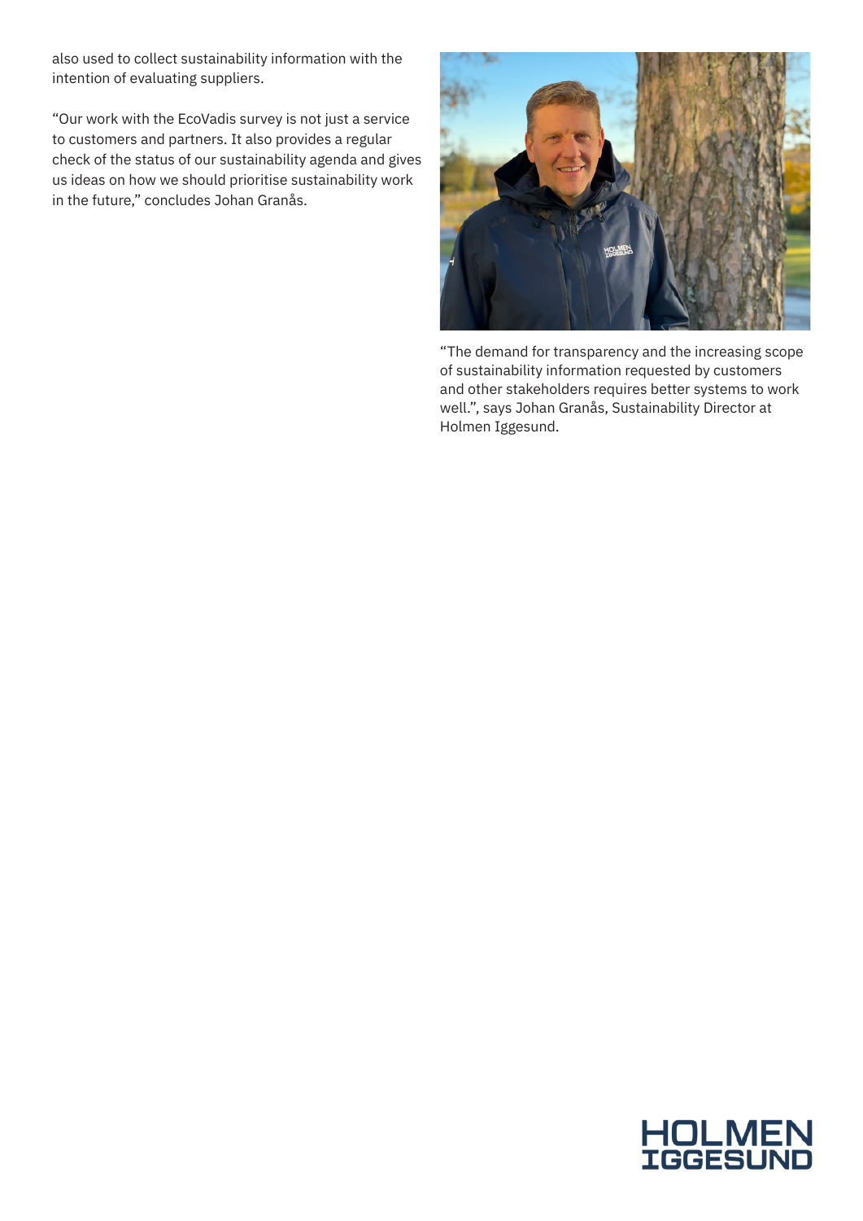also used to collect sustainability information with the intention of evaluating suppliers.

“Our work with the EcoVadis survey is not just a service to customers and partners. It also provides a regular check of the status of our sustainability agenda and gives us ideas on how we should prioritise sustainability work in the future,” concludes Johan Granås.

“The demand for transparency and the increasing scope of sustainability information requested by customers and other stakeholders requires better systems to work well.”, says Johan Granås, Sustainability Director at Holmen Iggesund.